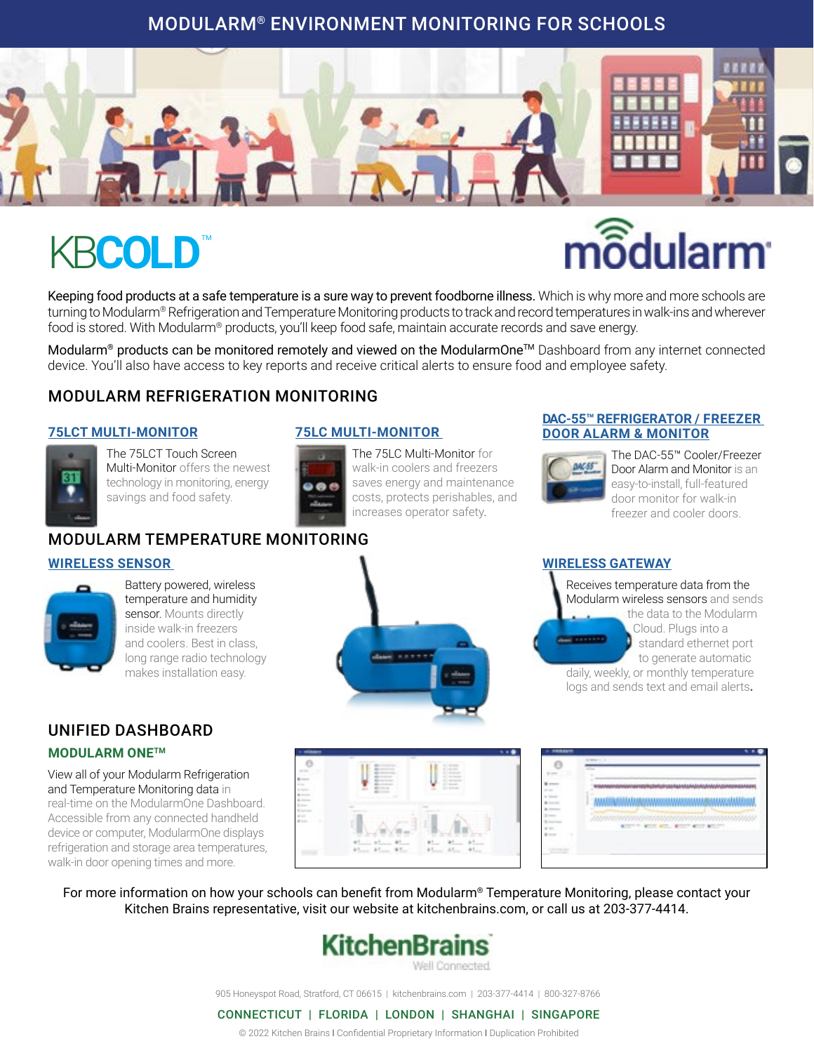# MODULARM® ENVIRONMENT MONITORING FOR SCHOOLS

KBCOLD™

modularm®

Keeping food products at a safe temperature is a sure way to prevent foodborne illness. Which is why more and more schools are turning to Modularm® Refrigeration and Temperature Monitoring products to track and record temperatures in walk-ins and wherever food is stored. With Modularm® products, you'll keep food safe, maintain accurate records and save energy.

Modularm® products can be monitored remotely and viewed on the ModularmOne™ Dashboard from any internet connected device. You'll also have access to key reports and receive critical alerts to ensure food and employee safety.

## MODULARM REFRIGERATION MONITORING

### 75LCT MULTI-MONITOR

The 75LCT Touch Screen Multi-Monitor offers the newest technology in monitoring, energy savings and food safety.

### 75LC MULTI-MONITOR

The 75LC Multi-Monitor for walk-in coolers and freezers saves energy and maintenance costs, protects perishables, and increases operator safety.

### DAC-55™ REFRIGERATOR / FREEZER DOOR ALARM & MONITOR

The DAC-55™ Cooler/Freezer Door Alarm and Monitor is an easy-to-install, full-featured door monitor for walk-in freezer and cooler doors.

## MODULARM TEMPERATURE MONITORING

### WIRELESS SENSOR

Battery powered, wireless temperature and humidity sensor. Mounts directly inside walk-in freezers and coolers. Best in class, long range radio technology makes installation easy.

### WIRELESS GATEWAY

Receives temperature data from the Modularm wireless sensors and sends the data to the Modularm Cloud. Plugs into a standard ethernet port to generate automatic daily, weekly, or monthly temperature logs and sends text and email alerts.

## UNIFIED DASHBOARD

### MODULARM ONE™

View all of your Modularm Refrigeration and Temperature Monitoring data in real-time on the ModularmOne Dashboard. Accessible from any connected handheld device or computer, ModularmOne displays refrigeration and storage area temperatures, walk-in door opening times and more.

For more information on how your schools can benefit from Modularm® Temperature Monitoring, please contact your Kitchen Brains representative, visit our website at kitchenbrains.com, or call us at 203-377-4414.

KitchenBrains®
Well Connected.

905 Honeyspot Road, Stratford, CT 06615 | kitchenbrains.com | 203-377-4414 | 800-327-8766

CONNECTICUT | FLORIDA | LONDON | SHANGHAI | SINGAPORE

© 2022 Kitchen Brains I Confidential Proprietary Information I Duplication Prohibited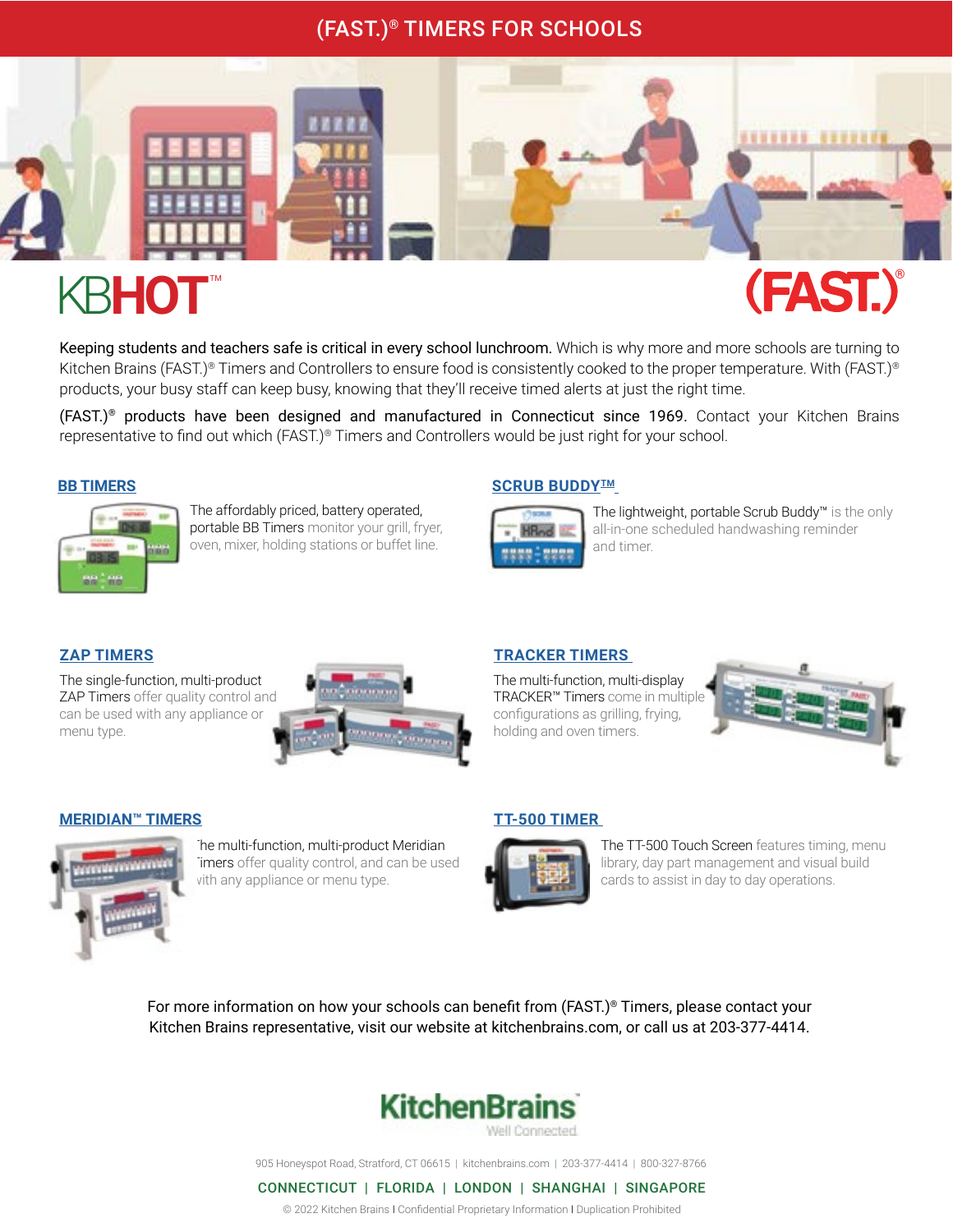# (FAST.)® TIMERS FOR SCHOOLS

KBHOT™

(FAST.)®

**Keeping students and teachers safe is critical in every school lunchroom.** Which is why more and more schools are turning to Kitchen Brains (FAST.)® Timers and Controllers to ensure food is consistently cooked to the proper temperature. With (FAST.)® products, your busy staff can keep busy, knowing that they'll receive timed alerts at just the right time.

(FAST.)® products have been designed and manufactured in Connecticut since 1969. Contact your Kitchen Brains representative to find out which (FAST.)® Timers and Controllers would be just right for your school.

## BB TIMERS

The affordably priced, battery operated, portable BB Timers monitor your grill, fryer, oven, mixer, holding stations or buffet line.

## SCRUB BUDDY™

The lightweight, portable Scrub Buddy™ is the only all-in-one scheduled handwashing reminder and timer.

## ZAP TIMERS

The single-function, multi-product ZAP Timers offer quality control and can be used with any appliance or menu type.

## TRACKER TIMERS

The multi-function, multi-display TRACKER™ Timers come in multiple configurations as grilling, frying, holding and oven timers.

## MERIDIAN™ TIMERS

The multi-function, multi-product Meridian Timers offer quality control, and can be used with any appliance or menu type.

## TT-500 TIMER

The TT-500 Touch Screen features timing, menu library, day part management and visual build cards to assist in day to day operations.

For more information on how your schools can benefit from (FAST.)® Timers, please contact your Kitchen Brains representative, visit our website at kitchenbrains.com, or call us at 203-377-4414.

KitchenBrains
Well Connected

905 Honeyspot Road, Stratford, CT 06615 | kitchenbrains.com | 203-377-4414 | 800-327-8766

CONNECTICUT | FLORIDA | LONDON | SHANGHAI | SINGAPORE

© 2022 Kitchen Brains I Confidential Proprietary Information I Duplication Prohibited